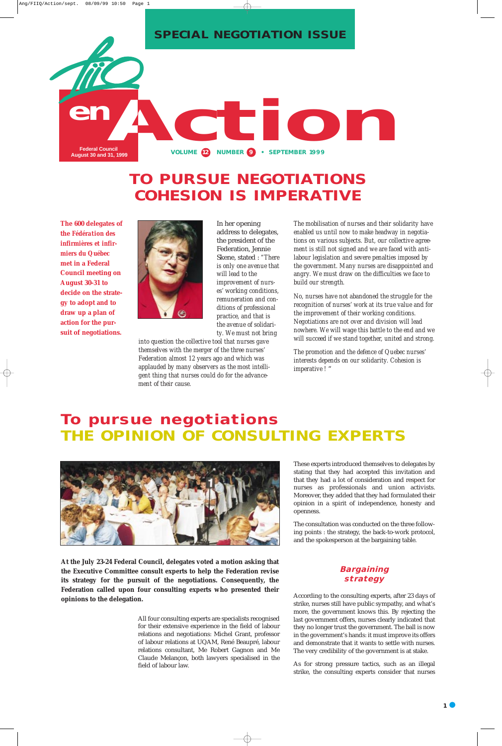**SPECIAL NEGOTIATION ISSUE**

# FIIQ en Action

Federal Council
August 30 and 31, 1999

# TO PURSUE NEGOTIATIONS COHESION IS IMPERATIVE

**The 600 delegates of the *Fédération des infirmières et infirmiers du Québec* met in a Federal Council meeting on August 30-31 to decide on the strategy to adopt and to draw up a plan of action for the pursuit of negotiations.**

In her opening address to delegates, the president of the Federation, Jennie Skene, stated : "There is only one avenue that will lead to the improvement of nurses' working conditions, remuneration and conditions of professional practice, and that is the avenue of solidarity. We must not bring into question the collective tool that nurses gave themselves with the merger of the three nurses' Federation almost 12 years ago and which was applauded by many observers as the most intelligent thing that nurses could do for the advancement of their cause.

The mobilisation of nurses and their solidarity have enabled us until now to make headway in negotiations on various subjects. But, our collective agreement is still not signed and we are faced with anti-labour legislation and severe penalties imposed by the government. Many nurses are disappointed and angry. We must draw on the difficulties we face to build our strength.

No, nurses have not abandoned the struggle for the recognition of nurses' work at its true value and for the improvement of their working conditions. Negotiations are not over and division will lead nowhere. We will wage this battle to the end and we will succeed if we stand together, united and strong.

The promotion and the defence of Quebec nurses' interests depends on our solidarity. Cohesion is imperative ! "

# To pursue negotiations THE OPINION OF CONSULTING EXPERTS

**At the July 23-24 Federal Council, delegates voted a motion asking that the Executive Committee consult experts to help the Federation revise its strategy for the pursuit of the negotiations. Consequently, the Federation called upon four consulting experts who presented their opinions to the delegation.**

All four consulting experts are specialists recognised for their extensive experience in the field of labour relations and negotiations: Michel Grant, professor of labour relations at UQAM, René Beaupré, labour relations consultant, Me Robert Gagnon and Me Claude Melançon, both lawyers specialised in the field of labour law.

These experts introduced themselves to delegates by stating that they had accepted this invitation and that they had a lot of consideration and respect for nurses as professionals and union activists. Moreover, they added that they had formulated their opinion in a spirit of independence, honesty and openness.

The consultation was conducted on the three following points : the strategy, the back-to-work protocol, and the spokesperson at the bargaining table.

### *Bargaining strategy*

According to the consulting experts, after 23 days of strike, nurses still have public sympathy, and what's more, the government knows this. By rejecting the last government offers, nurses clearly indicated that they no longer trust the government. The ball is now in the government's hands: it must improve its offers and demonstrate that it wants to settle with nurses. The very credibility of the government is at stake.

As for strong pressure tactics, such as an illegal strike, the consulting experts consider that nurses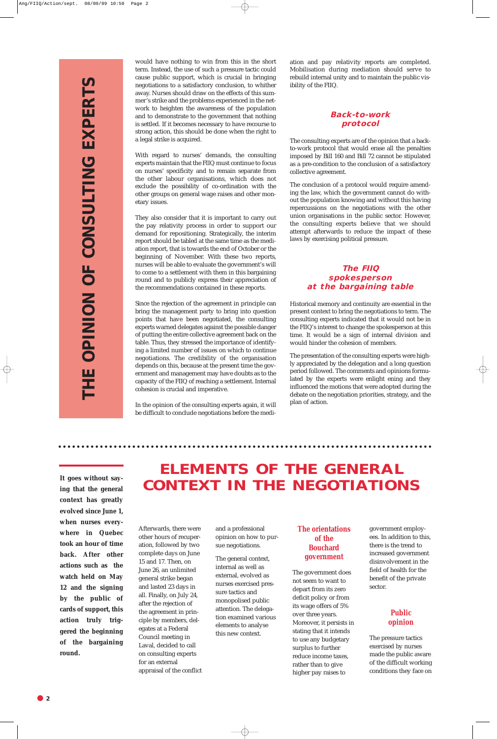# THE OPINION OF CONSULTING EXPERTS

would have nothing to win from this in the short term. Instead, the use of such a pressure tactic could cause public support, which is crucial in bringing negotiations to a satisfactory conclusion, to whither away. Nurses should draw on the effects of this summer's strike and the problems experienced in the network to heighten the awareness of the population and to demonstrate to the government that nothing is settled. If it becomes necessary to have recourse to strong action, this should be done when the right to a legal strike is acquired.

With regard to nurses' demands, the consulting experts maintain that the FIIQ must continue to focus on nurses' specificity and to remain separate from the other labour organisations, which does not exclude the possibility of co-ordination with the other groups on general wage raises and other monetary issues.

They also consider that it is important to carry out the pay relativity process in order to support our demand for repositioning. Strategically, the interim report should be tabled at the same time as the mediation report, that is towards the end of October or the beginning of November. With these two reports, nurses will be able to evaluate the government's will to come to a settlement with them in this bargaining round and to publicly express their appreciation of the recommendations contained in these reports.

Since the rejection of the agreement in principle can bring the management party to bring into question points that have been negotiated, the consulting experts warned delegates against the possible danger of putting the entire collective agreement back on the table. Thus, they stressed the importance of identifying a limited number of issues on which to continue negotiations. The credibility of the organisation depends on this, because at the present time the government and management may have doubts as to the capacity of the FIIQ of reaching a settlement. Internal cohesion is crucial and imperative.

In the opinion of the consulting experts again, it will be difficult to conclude negotiations before the mediation and pay relativity reports are completed. Mobilisation during mediation should serve to rebuild internal unity and to maintain the public visibility of the FIIQ.

### Back-to-work protocol

The consulting experts are of the opinion that a back-to-work protocol that would erase all the penalties imposed by Bill 160 and Bill 72 cannot be stipulated as a pre-condition to the conclusion of a satisfactory collective agreement.

The conclusion of a protocol would require amending the law, which the government cannot do without the population knowing and without this having repercussions on the negotiations with the other union organisations in the public sector. However, the consulting experts believe that we should attempt afterwards to reduce the impact of these laws by exercising political pressure.

### The FIIQ spokesperson at the bargaining table

Historical memory and continuity are essential in the present context to bring the negotiations to term. The consulting experts indicated that it would not be in the FIIQ's interest to change the spokesperson at this time. It would be a sign of internal division and would hinder the cohesion of members.

The presentation of the consulting experts were highly appreciated by the delegation and a long question period followed. The comments and opinions formulated by the experts were enlight ening and they influenced the motions that were adopted during the debate on the negotiation priorities, strategy, and the plan of action.

# ELEMENTS OF THE GENERAL CONTEXT IN THE NEGOTIATIONS

**It goes without saying that the general context has greatly evolved since June 1, when nurses everywhere in Quebec took an hour of time back. After other actions such as the watch held on May 12 and the signing by the public of cards of support, this action truly triggered the beginning of the bargaining round.**

Afterwards, there were other hours of recuperation, followed by two complete days on June 15 and 17. Then, on June 26, an unlimited general strike began and lasted 23 days in all. Finally, on July 24, after the rejection of the agreement in principle by members, delegates at a Federal Council meeting in Laval, decided to call on consulting experts for an external appraisal of the conflict and a professional opinion on how to pursue negotiations.

The general context, internal as well as external, evolved as nurses exercised pressure tactics and monopolised public attention. The delegation examined various elements to analyse this new context.

### The orientations of the Bouchard government

The government does not seem to want to depart from its zero deficit policy or from its wage offers of 5% over three years. Moreover, it persists in stating that it intends to use any budgetary surplus to further reduce income taxes, rather than to give higher pay raises to government employees. In addition to this, there is the trend to increased government disinvolvement in the field of health for the benefit of the private sector.

### Public opinion

The pressure tactics exercised by nurses made the public aware of the difficult working conditions they face on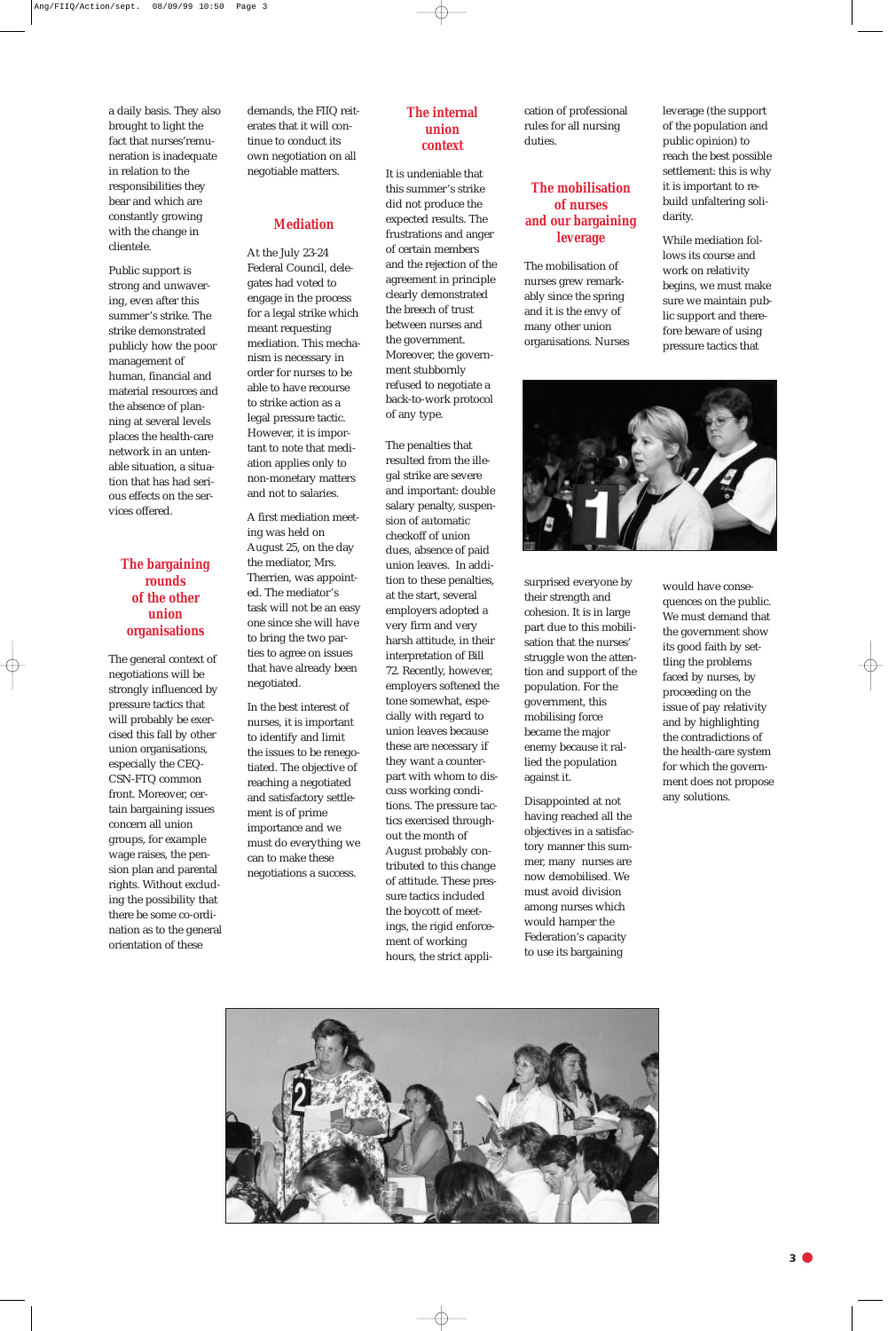a daily basis. They also brought to light the fact that nurses'remuneration is inadequate in relation to the responsibilities they bear and which are constantly growing with the change in clientele.

Public support is strong and unwavering, even after this summer's strike. The strike demonstrated publicly how the poor management of human, financial and material resources and the absence of planning at several levels places the health-care network in an untenable situation, a situation that has had serious effects on the services offered.

## The bargaining rounds of the other union organisations

The general context of negotiations will be strongly influenced by pressure tactics that will probably be exercised this fall by other union organisations, especially the CEQ-CSN-FTQ common front. Moreover, certain bargaining issues concern all union groups, for example wage raises, the pension plan and parental rights. Without excluding the possibility that there be some co-ordination as to the general orientation of these demands, the FIIQ reiterates that it will continue to conduct its own negotiation on all negotiable matters.

## Mediation

At the July 23-24 Federal Council, delegates had voted to engage in the process for a legal strike which meant requesting mediation. This mechanism is necessary in order for nurses to be able to have recourse to strike action as a legal pressure tactic. However, it is important to note that mediation applies only to non-monetary matters and not to salaries.

A first mediation meeting was held on August 25, on the day the mediator, Mrs. Therrien, was appointed. The mediator's task will not be an easy one since she will have to bring the two parties to agree on issues that have already been negotiated.

In the best interest of nurses, it is important to identify and limit the issues to be renegotiated. The objective of reaching a negotiated and satisfactory settlement is of prime importance and we must do everything we can to make these negotiations a success.

## The internal union context

It is undeniable that this summer's strike did not produce the expected results. The frustrations and anger of certain members and the rejection of the agreement in principle clearly demonstrated the breech of trust between nurses and the government. Moreover, the government stubbornly refused to negotiate a back-to-work protocol of any type.

The penalties that resulted from the illegal strike are severe and important: double salary penalty, suspension of automatic checkoff of union dues, absence of paid union leaves. In addition to these penalties, at the start, several employers adopted a very firm and very harsh attitude, in their interpretation of Bill 72. Recently, however, employers softened the tone somewhat, especially with regard to union leaves because these are necessary if they want a counterpart with whom to discuss working conditions. The pressure tactics exercised throughout the month of August probably contributed to this change of attitude. These pressure tactics included the boycott of meetings, the rigid enforcement of working hours, the strict application of professional rules for all nursing duties.

## The mobilisation of nurses and our bargaining leverage

The mobilisation of nurses grew remarkably since the spring and it is the envy of many other union organisations. Nurses surprised everyone by their strength and cohesion. It is in large part due to this mobilisation that the nurses' struggle won the attention and support of the population. For the government, this mobilising force became the major enemy because it rallied the population against it.

Disappointed at not having reached all the objectives in a satisfactory manner this summer, many nurses are now demobilised. We must avoid division among nurses which would hamper the Federation's capacity to use its bargaining leverage (the support of the population and public opinion) to reach the best possible settlement: this is why it is important to rebuild unfaltering solidarity.

While mediation follows its course and work on relativity begins, we must make sure we maintain public support and therefore beware of using pressure tactics that would have consequences on the public. We must demand that the government show its good faith by settling the problems faced by nurses, by proceeding on the issue of pay relativity and by highlighting the contradictions of the health-care system for which the government does not propose any solutions.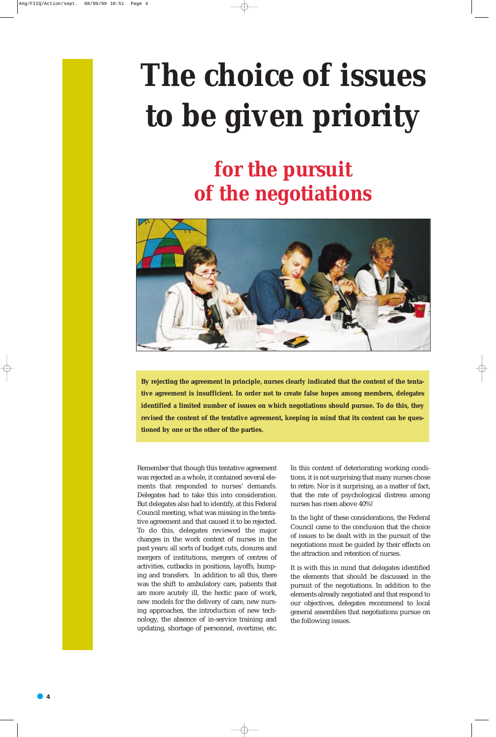# The choice of issues to be given priority

## for the pursuit of the negotiations

**By rejecting the agreement in principle, nurses clearly indicated that the content of the tentative agreement is insufficient. In order not to create false hopes among members, delegates identified a limited number of issues on which negotiations should pursue. To do this, they revised the content of the tentative agreement, keeping in mind that its content can be questioned by one or the other of the parties.**

Remember that though this tentative agreement was rejected as a whole, it contained several elements that responded to nurses' demands. Delegates had to take this into consideration. But delegates also had to identify, at this Federal Council meeting, what was missing in the tentative agreement and that caused it to be rejected. To do this, delegates reviewed the major changes in the work context of nurses in the past years: all sorts of budget cuts, closures and mergers of institutions, mergers of centres of activities, cutbacks in positions, layoffs, bumping and transfers. In addition to all this, there was the shift to ambulatory care, patients that are more acutely ill, the hectic pace of work, new models for the delivery of care, new nursing approaches, the introduction of new technology, the absence of in-service training and updating, shortage of personnel, overtime, etc.

In this context of deteriorating working conditions, it is not surprising that many nurses chose to retire. Nor is it surprising, as a matter of fact, that the rate of psychological distress among nurses has risen above 40%!

In the light of these considerations, the Federal Council came to the conclusion that the choice of issues to be dealt with in the pursuit of the negotiations must be guided by their effects on the attraction and retention of nurses.

It is with this in mind that delegates identified the elements that should be discussed in the pursuit of the negotiations. In addition to the elements already negotiated and that respond to our objectives, delegates recommend to local general assemblies that negotiations pursue on the following issues.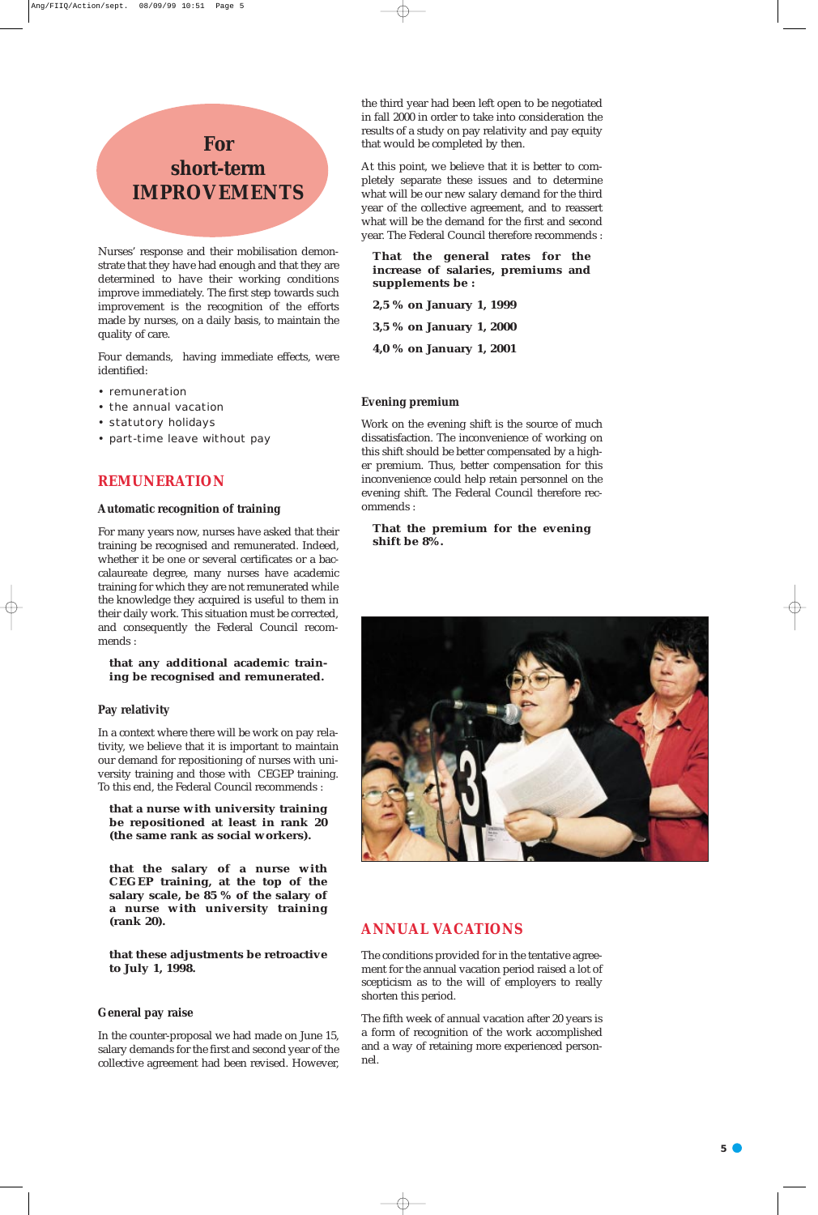# For short-term IMPROVEMENTS

Nurses' response and their mobilisation demonstrate that they have had enough and that they are determined to have their working conditions improve immediately. The first step towards such improvement is the recognition of the efforts made by nurses, on a daily basis, to maintain the quality of care.

Four demands, having immediate effects, were identified:

- remuneration
- the annual vacation
- statutory holidays
- part-time leave without pay

## REMUNERATION

### Automatic recognition of training

For many years now, nurses have asked that their training be recognised and remunerated. Indeed, whether it be one or several certificates or a baccalaureate degree, many nurses have academic training for which they are not remunerated while the knowledge they acquired is useful to them in their daily work. This situation must be corrected, and consequently the Federal Council recommends :

**that any additional academic training be recognised and remunerated.**

### Pay relativity

In a context where there will be work on pay relativity, we believe that it is important to maintain our demand for repositioning of nurses with university training and those with CEGEP training. To this end, the Federal Council recommends :

**that a nurse with university training be repositioned at least in rank 20 (the same rank as social workers).**

**that the salary of a nurse with CEGEP training, at the top of the salary scale, be 85 % of the salary of a nurse with university training (rank 20).**

**that these adjustments be retroactive to July 1, 1998.**

### General pay raise

In the counter-proposal we had made on June 15, salary demands for the first and second year of the collective agreement had been revised. However, the third year had been left open to be negotiated in fall 2000 in order to take into consideration the results of a study on pay relativity and pay equity that would be completed by then.

At this point, we believe that it is better to completely separate these issues and to determine what will be our new salary demand for the third year of the collective agreement, and to reassert what will be the demand for the first and second year. The Federal Council therefore recommends :

**That the general rates for the increase of salaries, premiums and supplements be :**

**2,5 % on January 1, 1999**

**3,5 % on January 1, 2000**

**4,0 % on January 1, 2001**

### Evening premium

Work on the evening shift is the source of much dissatisfaction. The inconvenience of working on this shift should be better compensated by a higher premium. Thus, better compensation for this inconvenience could help retain personnel on the evening shift. The Federal Council therefore recommends :

**That the premium for the evening shift be 8%.**

## ANNUAL VACATIONS

The conditions provided for in the tentative agreement for the annual vacation period raised a lot of scepticism as to the will of employers to really shorten this period.

The fifth week of annual vacation after 20 years is a form of recognition of the work accomplished and a way of retaining more experienced personnel.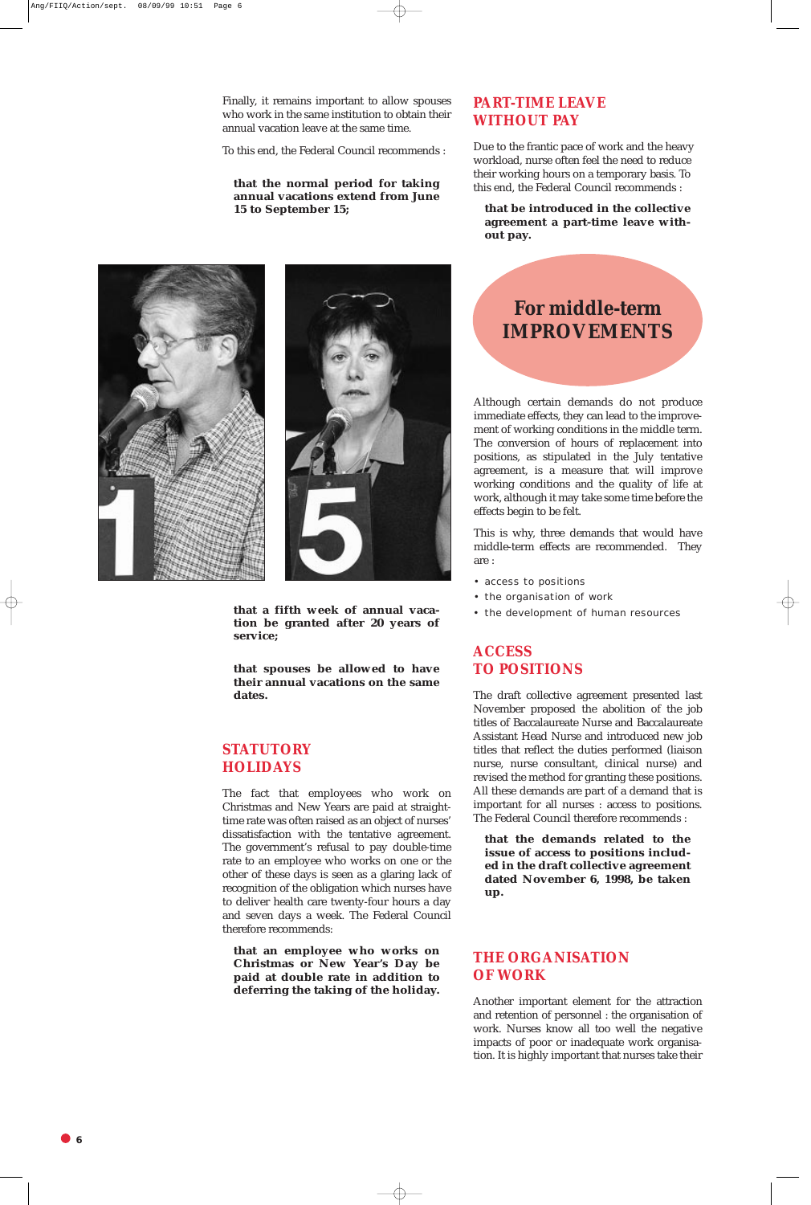Finally, it remains important to allow spouses who work in the same institution to obtain their annual vacation leave at the same time.

To this end, the Federal Council recommends :

**that the normal period for taking annual vacations extend from June 15 to September 15;**

**that a fifth week of annual vacation be granted after 20 years of service;**

**that spouses be allowed to have their annual vacations on the same dates.**

## STATUTORY HOLIDAYS

The fact that employees who work on Christmas and New Years are paid at straight-time rate was often raised as an object of nurses' dissatisfaction with the tentative agreement. The government's refusal to pay double-time rate to an employee who works on one or the other of these days is seen as a glaring lack of recognition of the obligation which nurses have to deliver health care twenty-four hours a day and seven days a week. The Federal Council therefore recommends:

**that an employee who works on Christmas or New Year's Day be paid at double rate in addition to deferring the taking of the holiday.**

## PART-TIME LEAVE WITHOUT PAY

Due to the frantic pace of work and the heavy workload, nurse often feel the need to reduce their working hours on a temporary basis. To this end, the Federal Council recommends :

**that be introduced in the collective agreement a part-time leave without pay.**

# For middle-term IMPROVEMENTS

Although certain demands do not produce immediate effects, they can lead to the improvement of working conditions in the middle term. The conversion of hours of replacement into positions, as stipulated in the July tentative agreement, is a measure that will improve working conditions and the quality of life at work, although it may take some time before the effects begin to be felt.

This is why, three demands that would have middle-term effects are recommended. They are :

- access to positions
- the organisation of work
- the development of human resources

## ACCESS TO POSITIONS

The draft collective agreement presented last November proposed the abolition of the job titles of Baccalaureate Nurse and Baccalaureate Assistant Head Nurse and introduced new job titles that reflect the duties performed (liaison nurse, nurse consultant, clinical nurse) and revised the method for granting these positions. All these demands are part of a demand that is important for all nurses : access to positions. The Federal Council therefore recommends :

**that the demands related to the issue of access to positions included in the draft collective agreement dated November 6, 1998, be taken up.**

## THE ORGANISATION OF WORK

Another important element for the attraction and retention of personnel : the organisation of work. Nurses know all too well the negative impacts of poor or inadequate work organisation. It is highly important that nurses take their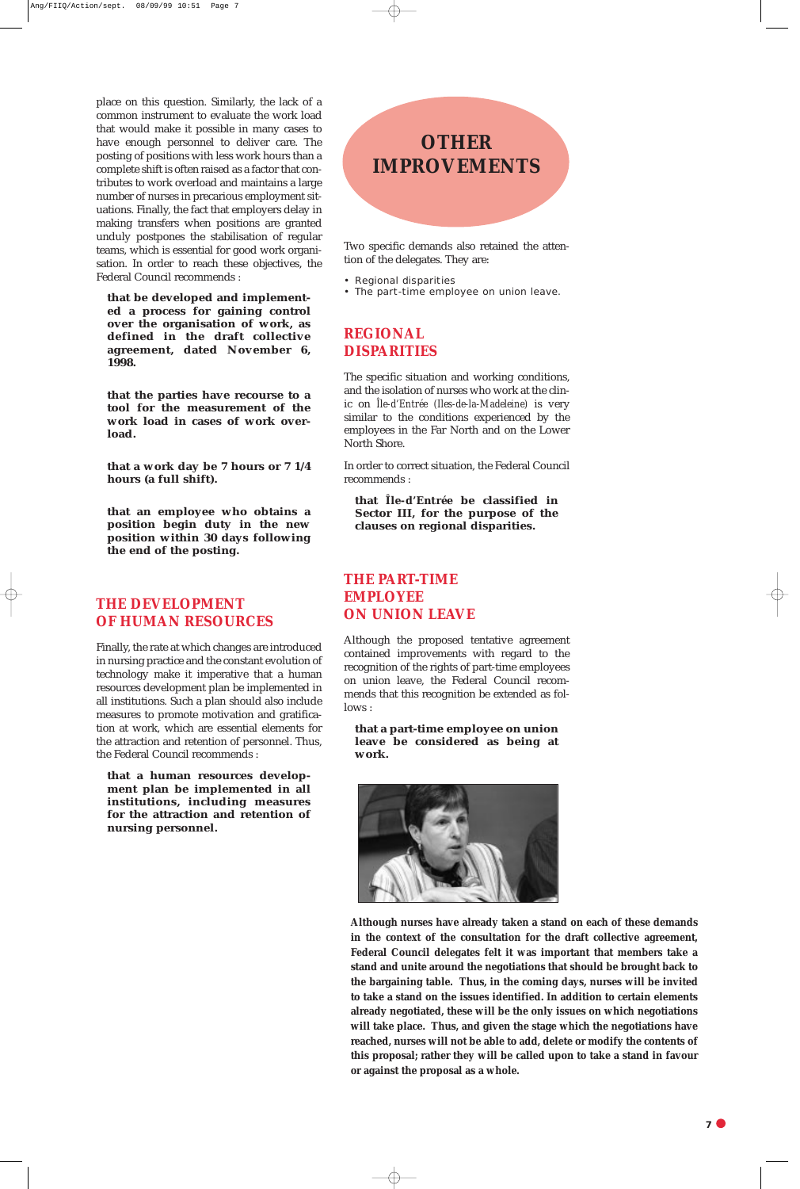place on this question. Similarly, the lack of a common instrument to evaluate the work load that would make it possible in many cases to have enough personnel to deliver care. The posting of positions with less work hours than a complete shift is often raised as a factor that contributes to work overload and maintains a large number of nurses in precarious employment situations. Finally, the fact that employers delay in making transfers when positions are granted unduly postpones the stabilisation of regular teams, which is essential for good work organisation. In order to reach these objectives, the Federal Council recommends :

**that be developed and implemented a process for gaining control over the organisation of work, as defined in the draft collective agreement, dated November 6, 1998.**

**that the parties have recourse to a tool for the measurement of the work load in cases of work overload.**

**that a work day be 7 hours or 7 1/4 hours (a full shift).**

**that an employee who obtains a position begin duty in the new position within 30 days following the end of the posting.**

## THE DEVELOPMENT OF HUMAN RESOURCES

Finally, the rate at which changes are introduced in nursing practice and the constant evolution of technology make it imperative that a human resources development plan be implemented in all institutions. Such a plan should also include measures to promote motivation and gratification at work, which are essential elements for the attraction and retention of personnel. Thus, the Federal Council recommends :

**that a human resources development plan be implemented in all institutions, including measures for the attraction and retention of nursing personnel.**

# OTHER IMPROVEMENTS

Two specific demands also retained the attention of the delegates. They are:

- Regional disparities
- The part-time employee on union leave.

## REGIONAL DISPARITIES

The specific situation and working conditions, and the isolation of nurses who work at the clinic on *Île-d'Entrée (Iles-de-la-Madeleine)* is very similar to the conditions experienced by the employees in the Far North and on the Lower North Shore.

In order to correct situation, the Federal Council recommends :

**that Île-d'Entrée be classified in Sector III, for the purpose of the clauses on regional disparities.**

## THE PART-TIME EMPLOYEE ON UNION LEAVE

Although the proposed tentative agreement contained improvements with regard to the recognition of the rights of part-time employees on union leave, the Federal Council recommends that this recognition be extended as follows :

**that a part-time employee on union leave be considered as being at work.**

**Although nurses have already taken a stand on each of these demands in the context of the consultation for the draft collective agreement, Federal Council delegates felt it was important that members take a stand and unite around the negotiations that should be brought back to the bargaining table. Thus, in the coming days, nurses will be invited to take a stand on the issues identified. In addition to certain elements already negotiated, these will be the only issues on which negotiations will take place. Thus, and given the stage which the negotiations have reached, nurses will not be able to add, delete or modify the contents of this proposal; rather they will be called upon to take a stand in favour or against the proposal as a whole.**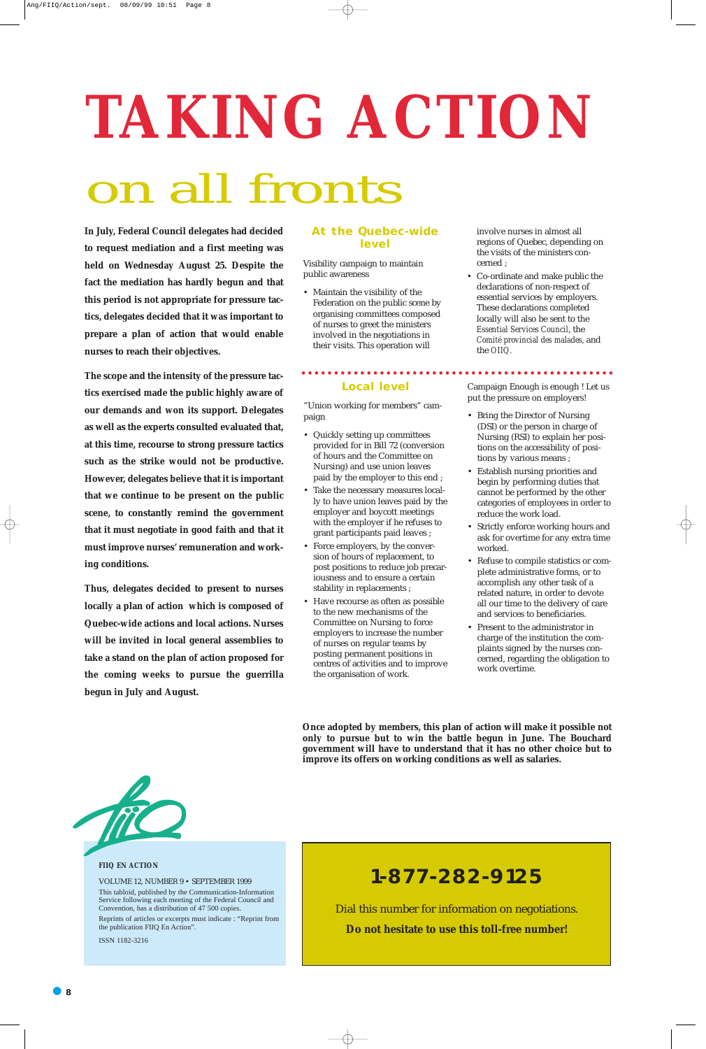# TAKING ACTION
## on all fronts

**In July, Federal Council delegates had decided to request mediation and a first meeting was held on Wednesday August 25. Despite the fact the mediation has hardly begun and that this period is not appropriate for pressure tactics, delegates decided that it was important to prepare a plan of action that would enable nurses to reach their objectives.**

**The scope and the intensity of the pressure tactics exercised made the public highly aware of our demands and won its support. Delegates as well as the experts consulted evaluated that, at this time, recourse to strong pressure tactics such as the strike would not be productive. However, delegates believe that it is important that we continue to be present on the public scene, to constantly remind the government that it must negotiate in good faith and that it must improve nurses' remuneration and working conditions.**

**Thus, delegates decided to present to nurses locally a plan of action which is composed of Quebec-wide actions and local actions. Nurses will be invited in local general assemblies to take a stand on the plan of action proposed for the coming weeks to pursue the guerrilla begun in July and August.**

### At the Quebec-wide level

Visibility campaign to maintain public awareness

- Maintain the visibility of the Federation on the public scene by organising committees composed of nurses to greet the ministers involved in the negotiations in their visits. This operation will involve nurses in almost all regions of Quebec, depending on the visits of the ministers concerned ;
- Co-ordinate and make public the declarations of non-respect of essential services by employers. These declarations completed locally will also be sent to the *Essential Services Council*, the *Comité provincial des malades*, and the *OIIQ*.

### Local level

"Union working for members" campaign

- Quickly setting up committees provided for in Bill 72 (conversion of hours and the Committee on Nursing) and use union leaves paid by the employer to this end ;
- Take the necessary measures locally to have union leaves paid by the employer and boycott meetings with the employer if he refuses to grant participants paid leaves ;
- Force employers, by the conversion of hours of replacement, to post positions to reduce job precariousness and to ensure a certain stability in replacements ;
- Have recourse as often as possible to the new mechanisms of the Committee on Nursing to force employers to increase the number of nurses on regular teams by posting permanent positions in centres of activities and to improve the organisation of work.

Campaign Enough is enough ! Let us put the pressure on employers!

- Bring the Director of Nursing (DSI) or the person in charge of Nursing (RSI) to explain her positions on the accessibility of positions by various means ;
- Establish nursing priorities and begin by performing duties that cannot be performed by the other categories of employees in order to reduce the work load.
- Strictly enforce working hours and ask for overtime for any extra time worked.
- Refuse to compile statistics or complete administrative forms, or to accomplish any other task of a related nature, in order to devote all our time to the delivery of care and services to beneficiaries.
- Present to the administrator in charge of the institution the complaints signed by the nurses concerned, regarding the obligation to work overtime.

**Once adopted by members, this plan of action will make it possible not only to pursue but to win the battle begun in June. The Bouchard government will have to understand that it has no other choice but to improve its offers on working conditions as well as salaries.**

**FIIQ EN ACTION**

VOLUME 12, NUMBER 9 • SEPTEMBER 1999

This tabloid, published by the Communication-Information Service following each meeting of the Federal Council and Convention, has a distribution of 47 500 copies.

Reprints of articles or excerpts must indicate : "Reprint from the publication FIIQ En Action".

ISSN 1182-3216

## 1-877-282-9125

Dial this number for information on negotiations.

**Do not hesitate to use this toll-free number!**